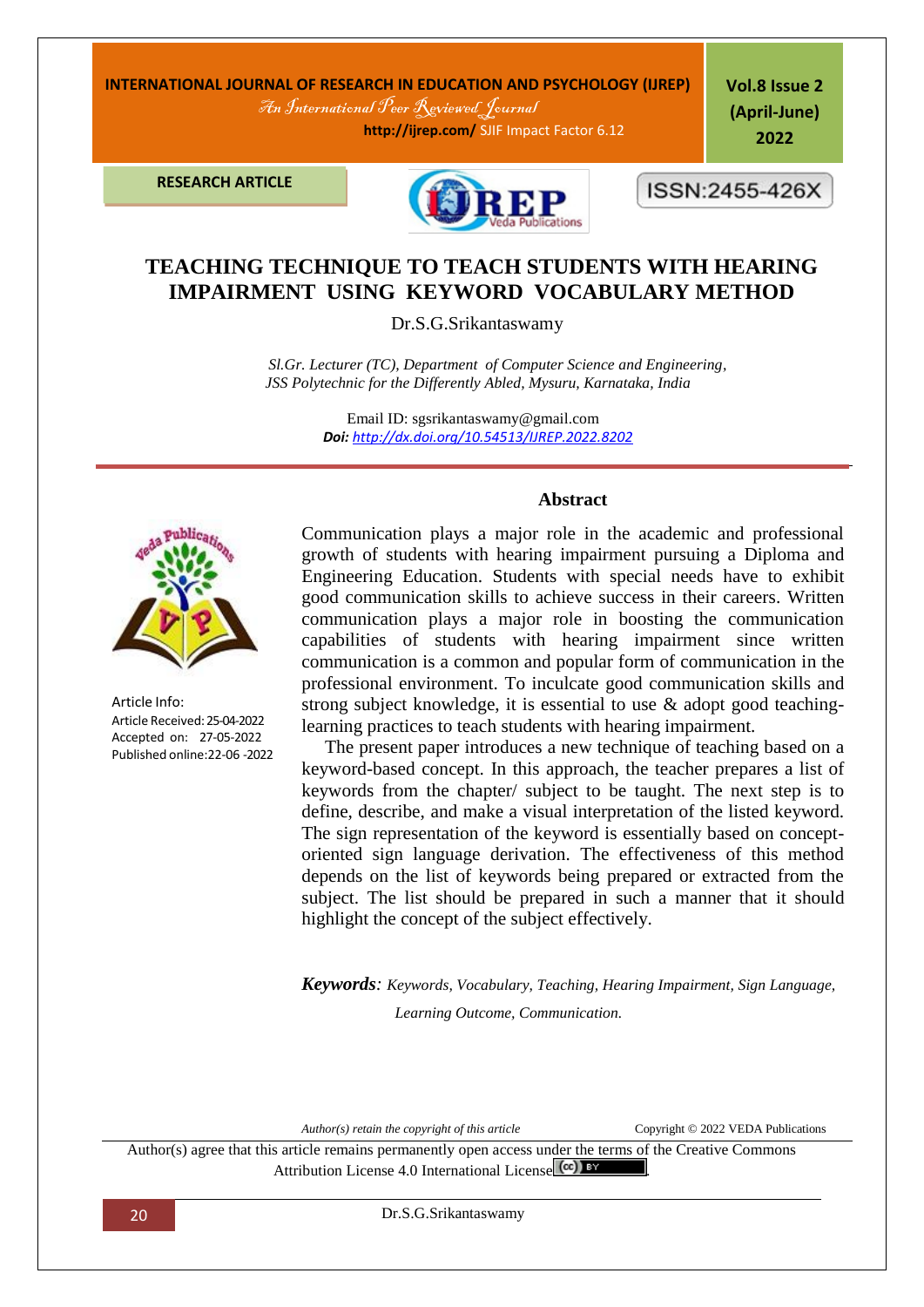**INTERNATIONAL JOURNAL OF RESEARCH IN EDUCATION AND PSYCHOLOGY (IJREP)**
*An International Peer Reviewed Journal*
http://ijrep.com/ SJIF Impact Factor 6.12

**Vol.8 Issue 2 (April-June) 2022**

**RESEARCH ARTICLE**

ISSN:2455-426X

# TEACHING TECHNIQUE TO TEACH STUDENTS WITH HEARING IMPAIRMENT USING KEYWORD VOCABULARY METHOD

Dr.S.G.Srikantaswamy

*Sl.Gr. Lecturer (TC), Department of Computer Science and Engineering, JSS Polytechnic for the Differently Abled, Mysuru, Karnataka, India*

Email ID: sgsrikantaswamy@gmail.com
***Doi:*** http://dx.doi.org/10.54513/IJREP.2022.8202

Article Info:
Article Received: 25-04-2022
Accepted on: 27-05-2022
Published online:22-06 -2022

## Abstract

Communication plays a major role in the academic and professional growth of students with hearing impairment pursuing a Diploma and Engineering Education. Students with special needs have to exhibit good communication skills to achieve success in their careers. Written communication plays a major role in boosting the communication capabilities of students with hearing impairment since written communication is a common and popular form of communication in the professional environment. To inculcate good communication skills and strong subject knowledge, it is essential to use & adopt good teaching-learning practices to teach students with hearing impairment.

The present paper introduces a new technique of teaching based on a keyword-based concept. In this approach, the teacher prepares a list of keywords from the chapter/ subject to be taught. The next step is to define, describe, and make a visual interpretation of the listed keyword. The sign representation of the keyword is essentially based on concept-oriented sign language derivation. The effectiveness of this method depends on the list of keywords being prepared or extracted from the subject. The list should be prepared in such a manner that it should highlight the concept of the subject effectively.

***Keywords**: Keywords, Vocabulary, Teaching, Hearing Impairment, Sign Language, Learning Outcome, Communication.*

*Author(s) retain the copyright of this article* Copyright © 2022 VEDA Publications

Author(s) agree that this article remains permanently open access under the terms of the Creative Commons Attribution License 4.0 International License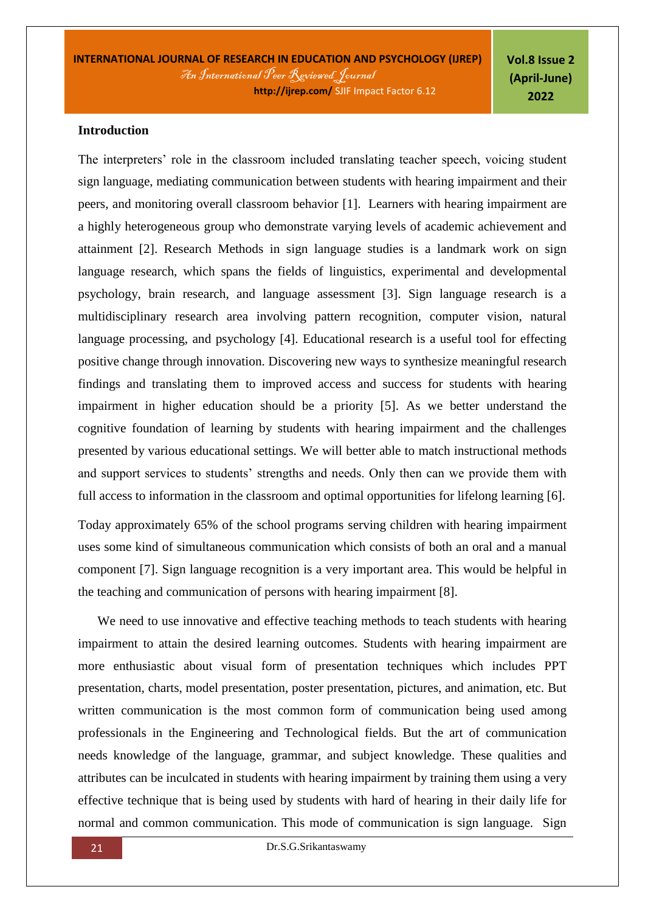## Introduction

The interpreters' role in the classroom included translating teacher speech, voicing student sign language, mediating communication between students with hearing impairment and their peers, and monitoring overall classroom behavior [1]. Learners with hearing impairment are a highly heterogeneous group who demonstrate varying levels of academic achievement and attainment [2]. Research Methods in sign language studies is a landmark work on sign language research, which spans the fields of linguistics, experimental and developmental psychology, brain research, and language assessment [3]. Sign language research is a multidisciplinary research area involving pattern recognition, computer vision, natural language processing, and psychology [4]. Educational research is a useful tool for effecting positive change through innovation. Discovering new ways to synthesize meaningful research findings and translating them to improved access and success for students with hearing impairment in higher education should be a priority [5]. As we better understand the cognitive foundation of learning by students with hearing impairment and the challenges presented by various educational settings. We will better able to match instructional methods and support services to students' strengths and needs. Only then can we provide them with full access to information in the classroom and optimal opportunities for lifelong learning [6].

Today approximately 65% of the school programs serving children with hearing impairment uses some kind of simultaneous communication which consists of both an oral and a manual component [7]. Sign language recognition is a very important area. This would be helpful in the teaching and communication of persons with hearing impairment [8].

We need to use innovative and effective teaching methods to teach students with hearing impairment to attain the desired learning outcomes. Students with hearing impairment are more enthusiastic about visual form of presentation techniques which includes PPT presentation, charts, model presentation, poster presentation, pictures, and animation, etc. But written communication is the most common form of communication being used among professionals in the Engineering and Technological fields. But the art of communication needs knowledge of the language, grammar, and subject knowledge. These qualities and attributes can be inculcated in students with hearing impairment by training them using a very effective technique that is being used by students with hard of hearing in their daily life for normal and common communication. This mode of communication is sign language. Sign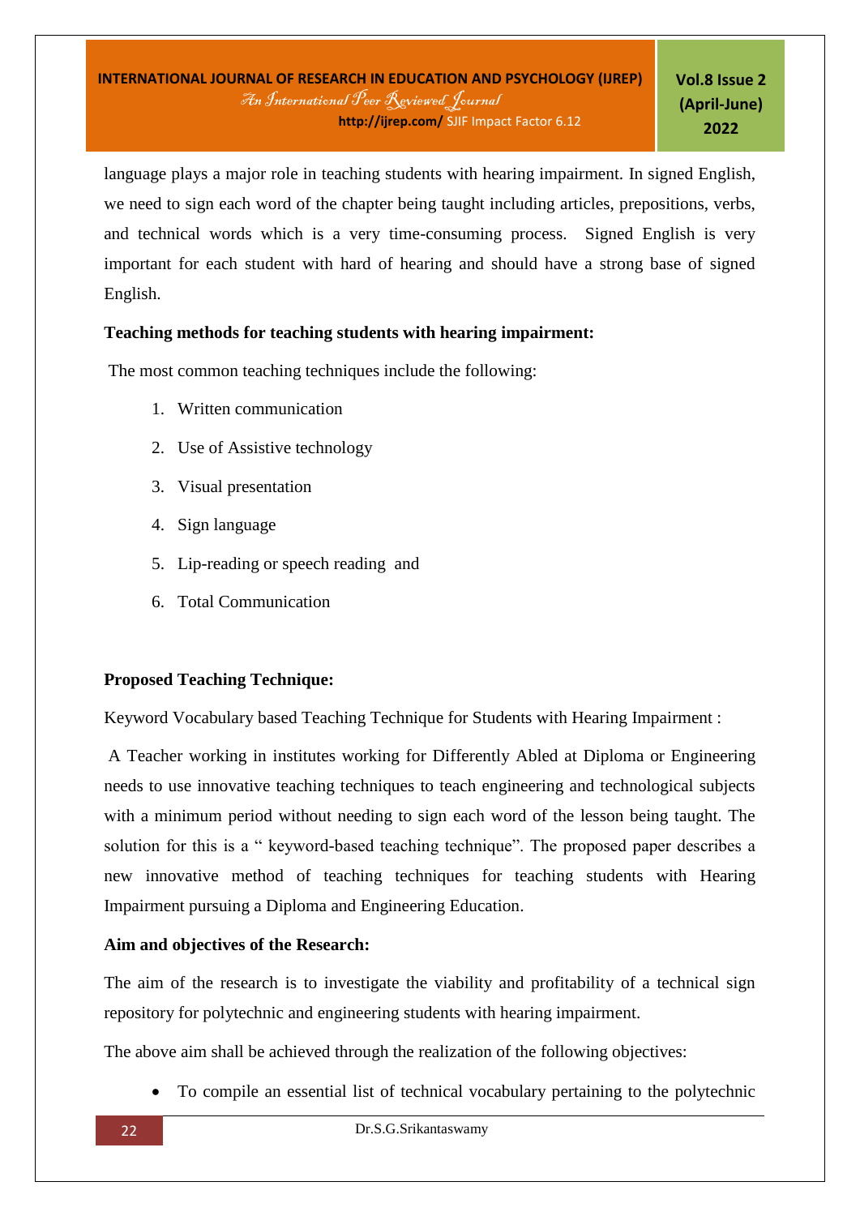language plays a major role in teaching students with hearing impairment. In signed English, we need to sign each word of the chapter being taught including articles, prepositions, verbs, and technical words which is a very time-consuming process. Signed English is very important for each student with hard of hearing and should have a strong base of signed English.

**Teaching methods for teaching students with hearing impairment:**

The most common teaching techniques include the following:

1. Written communication
2. Use of Assistive technology
3. Visual presentation
4. Sign language
5. Lip-reading or speech reading and
6. Total Communication

**Proposed Teaching Technique:**

Keyword Vocabulary based Teaching Technique for Students with Hearing Impairment :

A Teacher working in institutes working for Differently Abled at Diploma or Engineering needs to use innovative teaching techniques to teach engineering and technological subjects with a minimum period without needing to sign each word of the lesson being taught. The solution for this is a " keyword-based teaching technique". The proposed paper describes a new innovative method of teaching techniques for teaching students with Hearing Impairment pursuing a Diploma and Engineering Education.

**Aim and objectives of the Research:**

The aim of the research is to investigate the viability and profitability of a technical sign repository for polytechnic and engineering students with hearing impairment.

The above aim shall be achieved through the realization of the following objectives:

- To compile an essential list of technical vocabulary pertaining to the polytechnic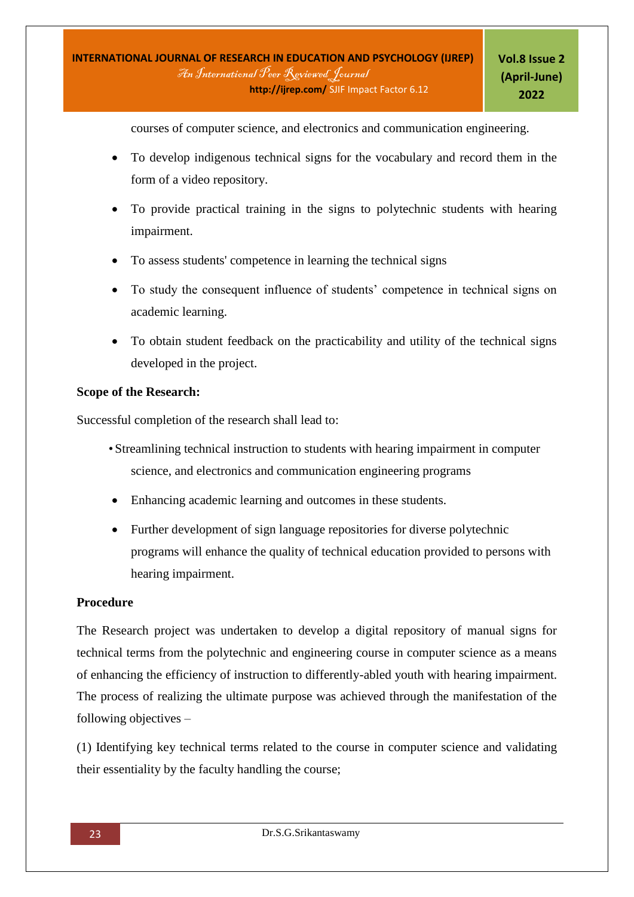courses of computer science, and electronics and communication engineering.

- To develop indigenous technical signs for the vocabulary and record them in the form of a video repository.
- To provide practical training in the signs to polytechnic students with hearing impairment.
- To assess students' competence in learning the technical signs
- To study the consequent influence of students' competence in technical signs on academic learning.
- To obtain student feedback on the practicability and utility of the technical signs developed in the project.

**Scope of the Research:**

Successful completion of the research shall lead to:

- Streamlining technical instruction to students with hearing impairment in computer science, and electronics and communication engineering programs
- Enhancing academic learning and outcomes in these students.
- Further development of sign language repositories for diverse polytechnic programs will enhance the quality of technical education provided to persons with hearing impairment.

**Procedure**

The Research project was undertaken to develop a digital repository of manual signs for technical terms from the polytechnic and engineering course in computer science as a means of enhancing the efficiency of instruction to differently-abled youth with hearing impairment. The process of realizing the ultimate purpose was achieved through the manifestation of the following objectives –

(1) Identifying key technical terms related to the course in computer science and validating their essentiality by the faculty handling the course;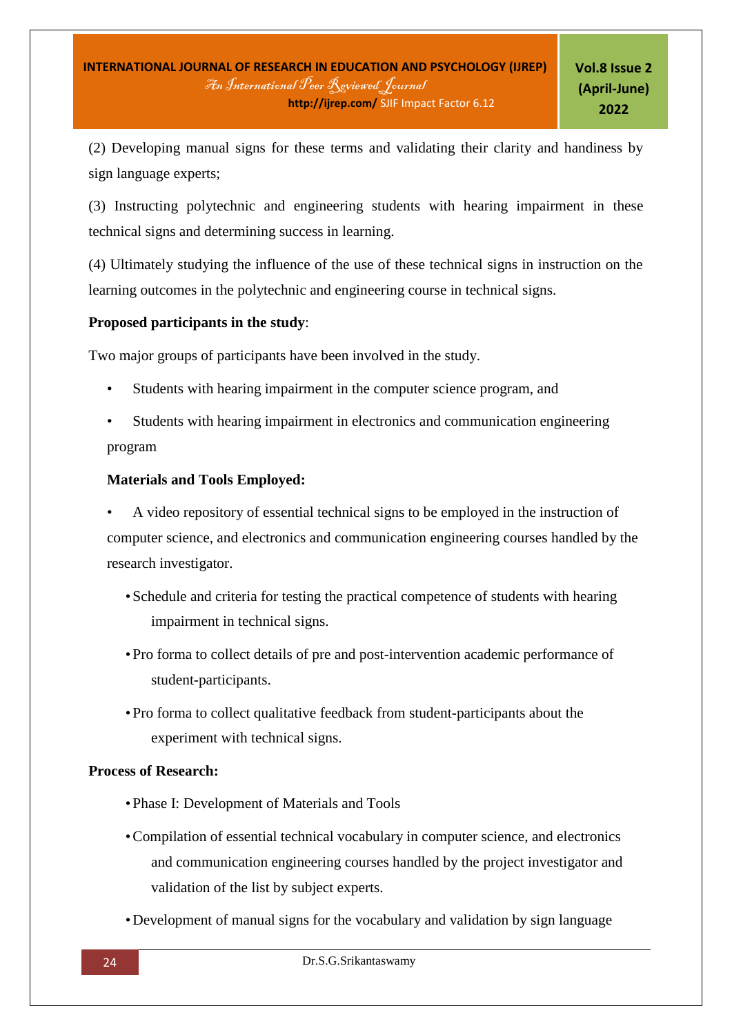(2) Developing manual signs for these terms and validating their clarity and handiness by sign language experts;

(3) Instructing polytechnic and engineering students with hearing impairment in these technical signs and determining success in learning.

(4) Ultimately studying the influence of the use of these technical signs in instruction on the learning outcomes in the polytechnic and engineering course in technical signs.

**Proposed participants in the study**:

Two major groups of participants have been involved in the study.

- Students with hearing impairment in the computer science program, and
- Students with hearing impairment in electronics and communication engineering program

**Materials and Tools Employed:**

- A video repository of essential technical signs to be employed in the instruction of computer science, and electronics and communication engineering courses handled by the research investigator.
- Schedule and criteria for testing the practical competence of students with hearing impairment in technical signs.
- Pro forma to collect details of pre and post-intervention academic performance of student-participants.
- Pro forma to collect qualitative feedback from student-participants about the experiment with technical signs.

**Process of Research:**

- Phase I: Development of Materials and Tools
- Compilation of essential technical vocabulary in computer science, and electronics and communication engineering courses handled by the project investigator and validation of the list by subject experts.
- Development of manual signs for the vocabulary and validation by sign language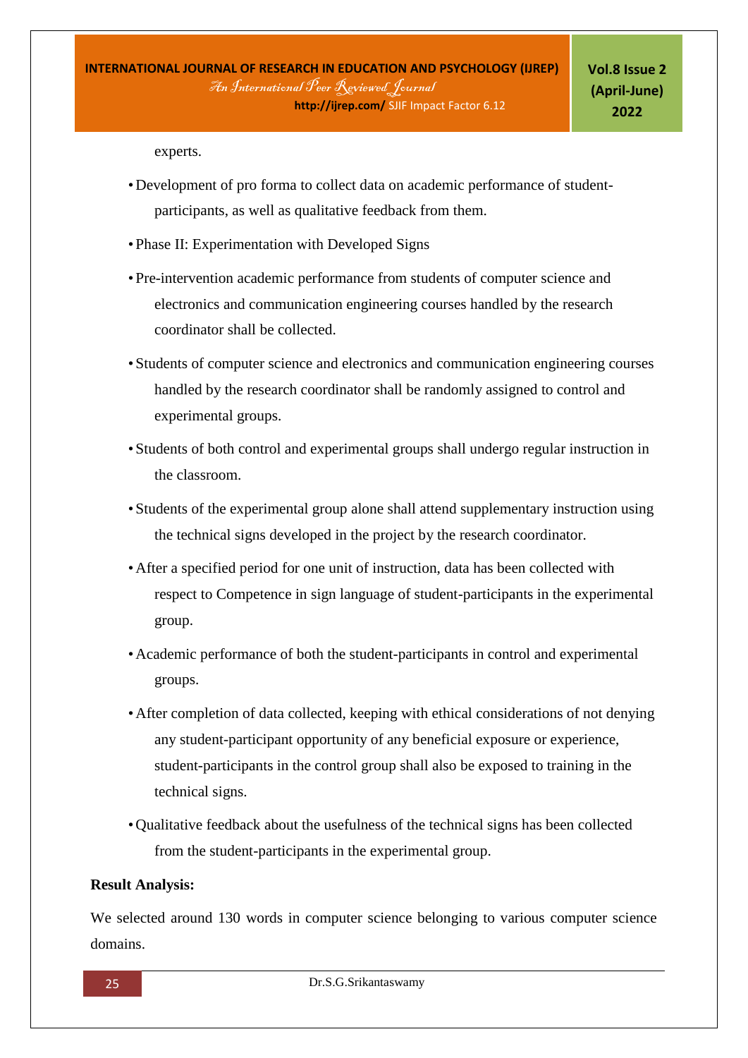experts.

- Development of pro forma to collect data on academic performance of student-participants, as well as qualitative feedback from them.
- Phase II: Experimentation with Developed Signs
- Pre-intervention academic performance from students of computer science and electronics and communication engineering courses handled by the research coordinator shall be collected.
- Students of computer science and electronics and communication engineering courses handled by the research coordinator shall be randomly assigned to control and experimental groups.
- Students of both control and experimental groups shall undergo regular instruction in the classroom.
- Students of the experimental group alone shall attend supplementary instruction using the technical signs developed in the project by the research coordinator.
- After a specified period for one unit of instruction, data has been collected with respect to Competence in sign language of student-participants in the experimental group.
- Academic performance of both the student-participants in control and experimental groups.
- After completion of data collected, keeping with ethical considerations of not denying any student-participant opportunity of any beneficial exposure or experience, student-participants in the control group shall also be exposed to training in the technical signs.
- Qualitative feedback about the usefulness of the technical signs has been collected from the student-participants in the experimental group.

**Result Analysis:**

We selected around 130 words in computer science belonging to various computer science domains.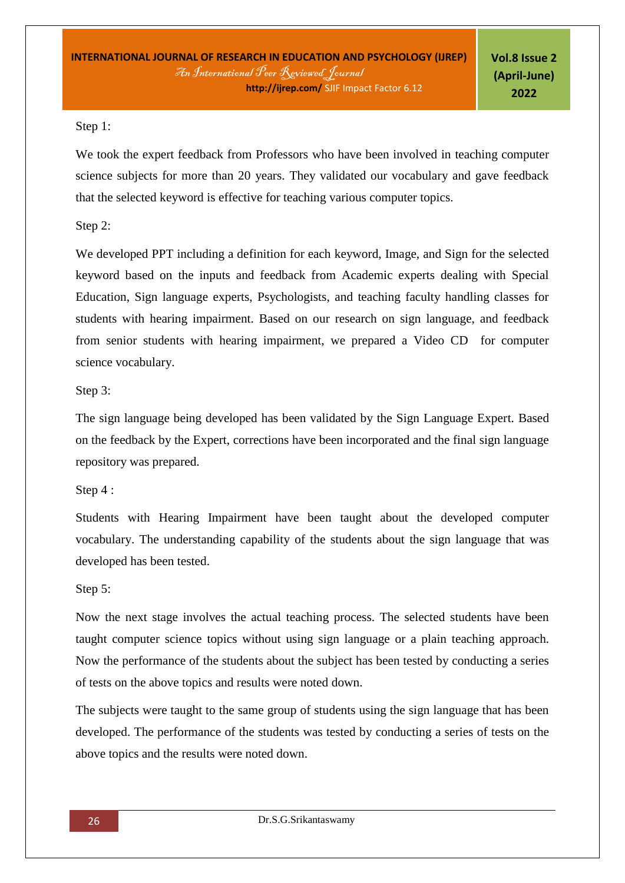Step 1:

We took the expert feedback from Professors who have been involved in teaching computer science subjects for more than 20 years. They validated our vocabulary and gave feedback that the selected keyword is effective for teaching various computer topics.

Step 2:

We developed PPT including a definition for each keyword, Image, and Sign for the selected keyword based on the inputs and feedback from Academic experts dealing with Special Education, Sign language experts, Psychologists, and teaching faculty handling classes for students with hearing impairment. Based on our research on sign language, and feedback from senior students with hearing impairment, we prepared a Video CD for computer science vocabulary.

Step 3:

The sign language being developed has been validated by the Sign Language Expert. Based on the feedback by the Expert, corrections have been incorporated and the final sign language repository was prepared.

Step 4 :

Students with Hearing Impairment have been taught about the developed computer vocabulary. The understanding capability of the students about the sign language that was developed has been tested.

Step 5:

Now the next stage involves the actual teaching process. The selected students have been taught computer science topics without using sign language or a plain teaching approach. Now the performance of the students about the subject has been tested by conducting a series of tests on the above topics and results were noted down.

The subjects were taught to the same group of students using the sign language that has been developed. The performance of the students was tested by conducting a series of tests on the above topics and the results were noted down.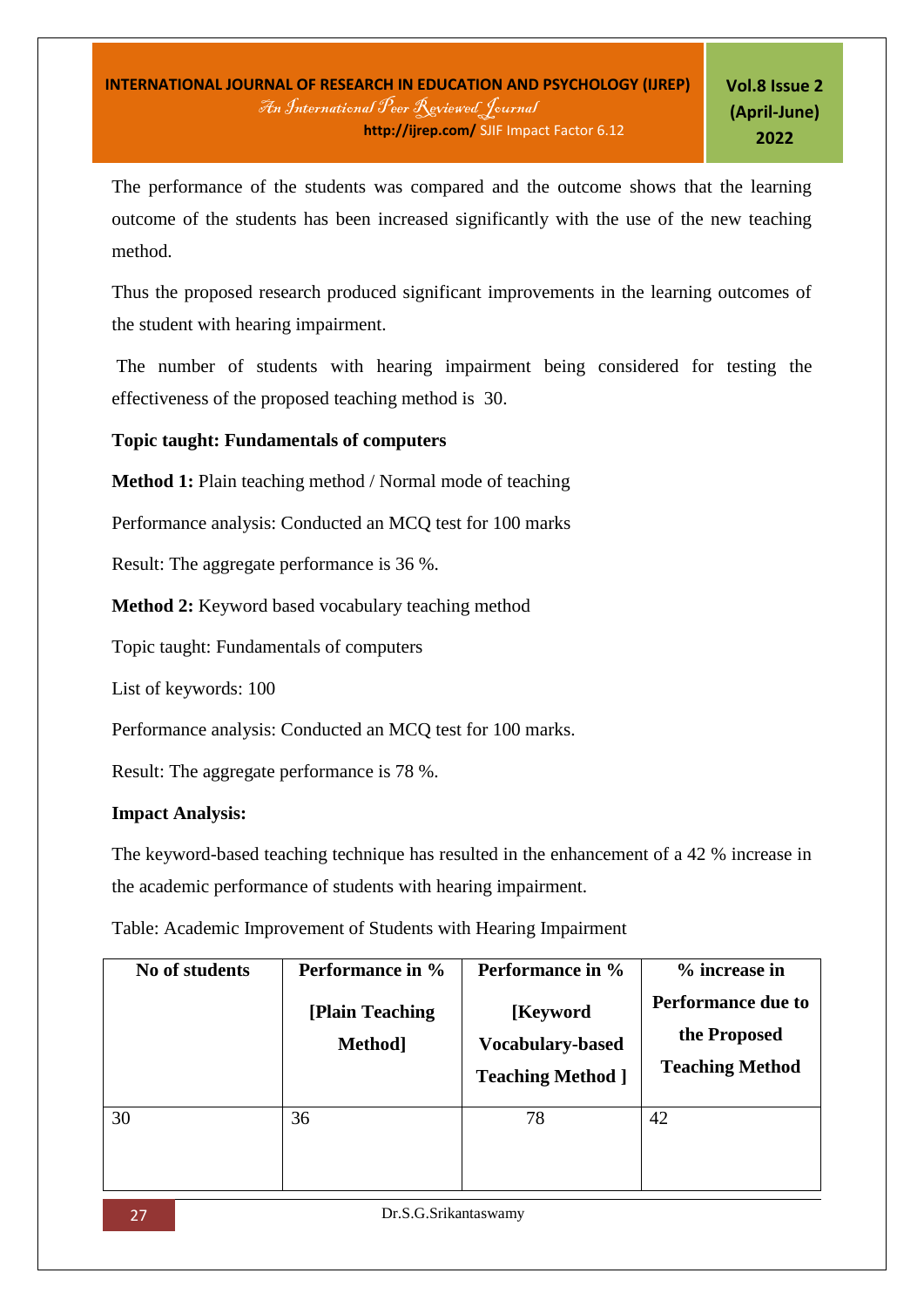The performance of the students was compared and the outcome shows that the learning outcome of the students has been increased significantly with the use of the new teaching method.

Thus the proposed research produced significant improvements in the learning outcomes of the student with hearing impairment.

The number of students with hearing impairment being considered for testing the effectiveness of the proposed teaching method is 30.

**Topic taught: Fundamentals of computers**

**Method 1:** Plain teaching method / Normal mode of teaching

Performance analysis: Conducted an MCQ test for 100 marks

Result: The aggregate performance is 36 %.

**Method 2:** Keyword based vocabulary teaching method

Topic taught: Fundamentals of computers

List of keywords: 100

Performance analysis: Conducted an MCQ test for 100 marks.

Result: The aggregate performance is 78 %.

**Impact Analysis:**

The keyword-based teaching technique has resulted in the enhancement of a 42 % increase in the academic performance of students with hearing impairment.

Table: Academic Improvement of Students with Hearing Impairment

| No of students | Performance in % [Plain Teaching Method] | Performance in % [Keyword Vocabulary-based Teaching Method ] | % increase in Performance due to the Proposed Teaching Method |
|---|---|---|---|
| 30 | 36 | 78 | 42 |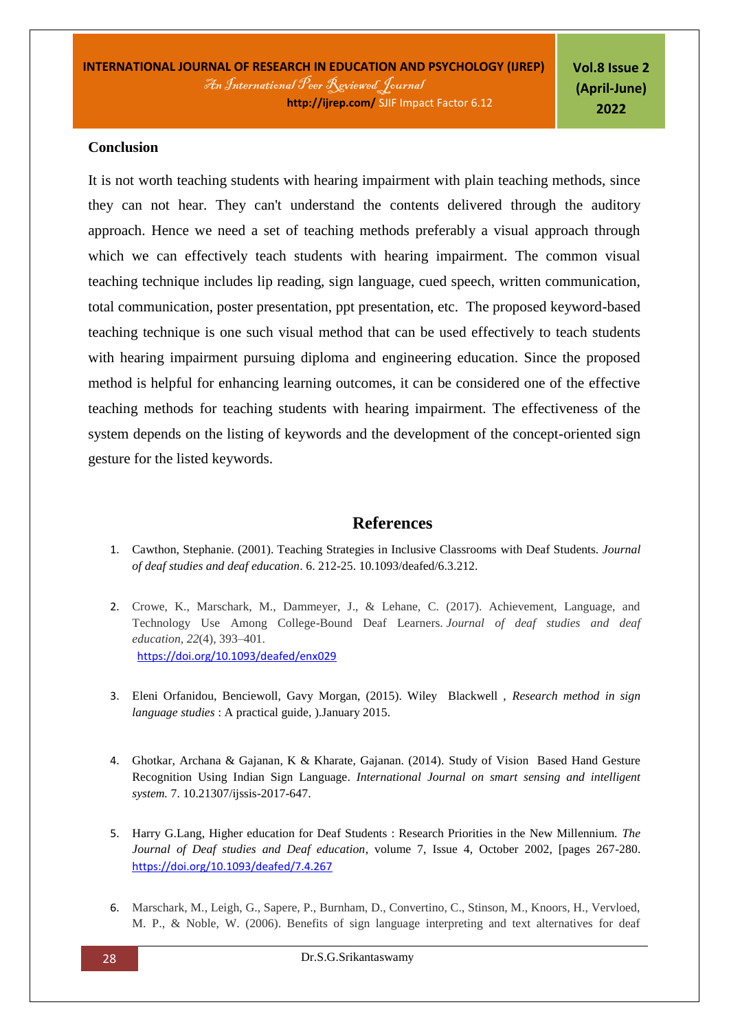## Conclusion

It is not worth teaching students with hearing impairment with plain teaching methods, since they can not hear. They can't understand the contents delivered through the auditory approach. Hence we need a set of teaching methods preferably a visual approach through which we can effectively teach students with hearing impairment. The common visual teaching technique includes lip reading, sign language, cued speech, written communication, total communication, poster presentation, ppt presentation, etc. The proposed keyword-based teaching technique is one such visual method that can be used effectively to teach students with hearing impairment pursuing diploma and engineering education. Since the proposed method is helpful for enhancing learning outcomes, it can be considered one of the effective teaching methods for teaching students with hearing impairment. The effectiveness of the system depends on the listing of keywords and the development of the concept-oriented sign gesture for the listed keywords.

## References

1. Cawthon, Stephanie. (2001). Teaching Strategies in Inclusive Classrooms with Deaf Students. *Journal of deaf studies and deaf education*. 6. 212-25. 10.1093/deafed/6.3.212.

2. Crowe, K., Marschark, M., Dammeyer, J., & Lehane, C. (2017). Achievement, Language, and Technology Use Among College-Bound Deaf Learners. *Journal of deaf studies and deaf education*, *22*(4), 393–401.
   https://doi.org/10.1093/deafed/enx029

3. Eleni Orfanidou, Benciewoll, Gavy Morgan, (2015). Wiley Blackwell , *Research method in sign language studies* : A practical guide, ).January 2015.

4. Ghotkar, Archana & Gajanan, K & Kharate, Gajanan. (2014). Study of Vision Based Hand Gesture Recognition Using Indian Sign Language. *International Journal on smart sensing and intelligent system.* 7. 10.21307/ijssis-2017-647.

5. Harry G.Lang, Higher education for Deaf Students : Research Priorities in the New Millennium. *The Journal of Deaf studies and Deaf education*, volume 7, Issue 4, October 2002, [pages 267-280. https://doi.org/10.1093/deafed/7.4.267

6. Marschark, M., Leigh, G., Sapere, P., Burnham, D., Convertino, C., Stinson, M., Knoors, H., Vervloed, M. P., & Noble, W. (2006). Benefits of sign language interpreting and text alternatives for deaf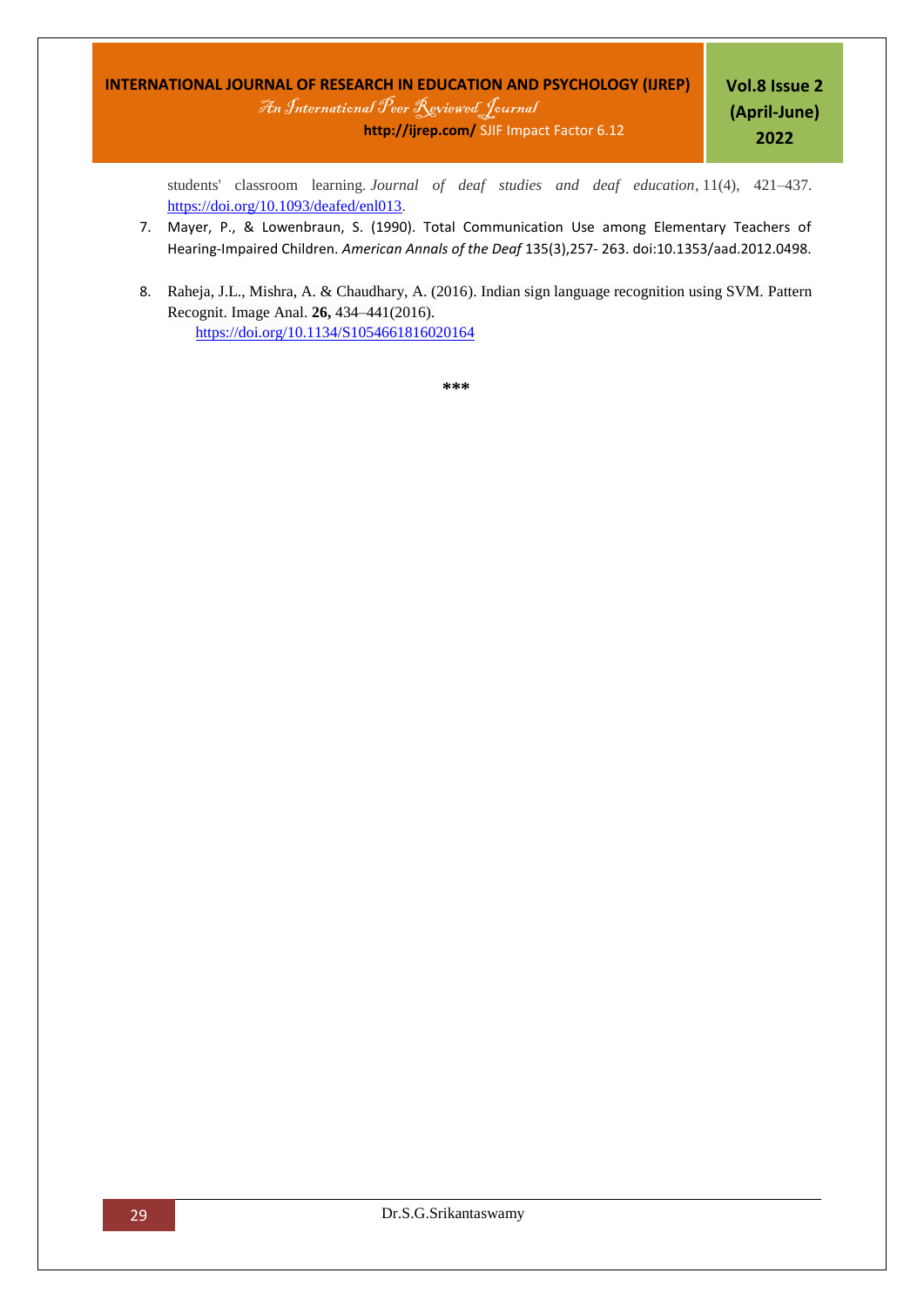students' classroom learning. *Journal of deaf studies and deaf education*, 11(4), 421–437. https://doi.org/10.1093/deafed/enl013.

7. Mayer, P., & Lowenbraun, S. (1990). Total Communication Use among Elementary Teachers of Hearing-Impaired Children. *American Annals of the Deaf* 135(3),257- 263. doi:10.1353/aad.2012.0498.

8. Raheja, J.L., Mishra, A. & Chaudhary, A. (2016). Indian sign language recognition using SVM. Pattern Recognit. Image Anal. **26,** 434–441(2016). https://doi.org/10.1134/S1054661816020164

***